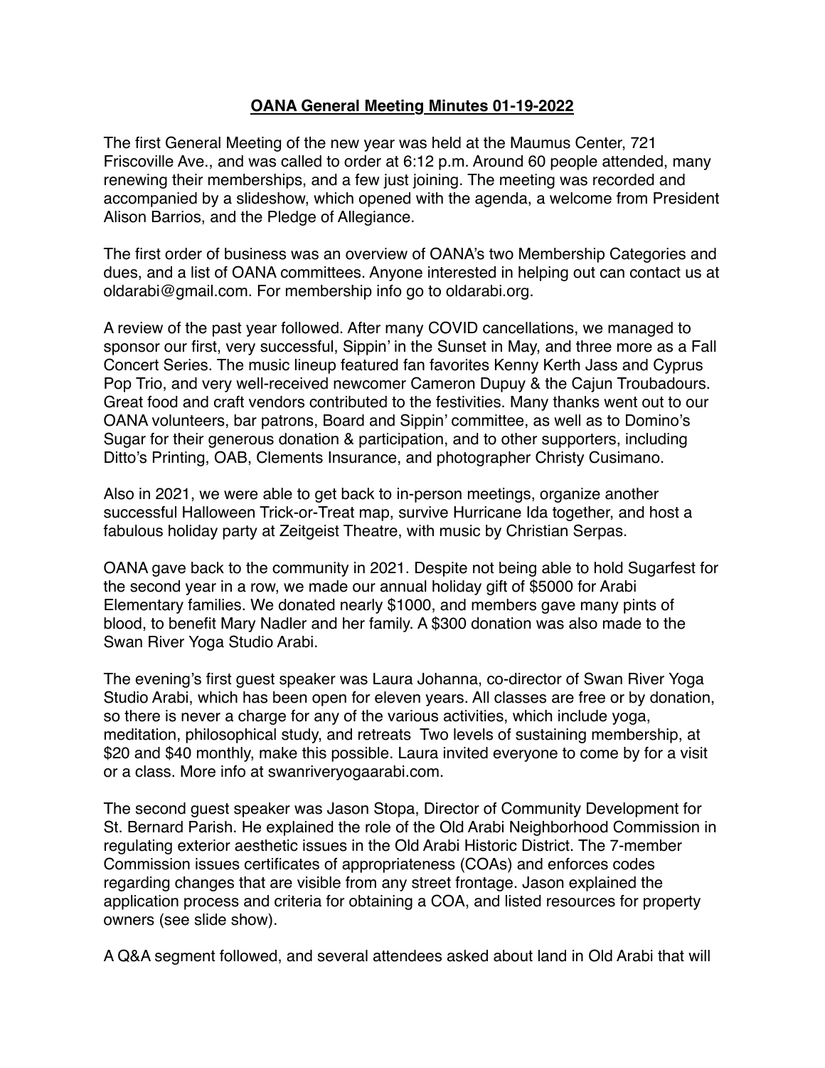# **OANA General Meeting Minutes 01-19-2022**

The first General Meeting of the new year was held at the Maumus Center, 721 Friscoville Ave., and was called to order at 6:12 p.m. Around 60 people attended, many renewing their memberships, and a few just joining. The meeting was recorded and accompanied by a slideshow, which opened with the agenda, a welcome from President Alison Barrios, and the Pledge of Allegiance.

The first order of business was an overview of OANA's two Membership Categories and dues, and a list of OANA committees. Anyone interested in helping out can contact us at oldarabi@gmail.com. For membership info go to oldarabi.org.

A review of the past year followed. After many COVID cancellations, we managed to sponsor our first, very successful, Sippin' in the Sunset in May, and three more as a Fall Concert Series. The music lineup featured fan favorites Kenny Kerth Jass and Cyprus Pop Trio, and very well-received newcomer Cameron Dupuy & the Cajun Troubadours. Great food and craft vendors contributed to the festivities. Many thanks went out to our OANA volunteers, bar patrons, Board and Sippin' committee, as well as to Domino's Sugar for their generous donation & participation, and to other supporters, including Ditto's Printing, OAB, Clements Insurance, and photographer Christy Cusimano.

Also in 2021, we were able to get back to in-person meetings, organize another successful Halloween Trick-or-Treat map, survive Hurricane Ida together, and host a fabulous holiday party at Zeitgeist Theatre, with music by Christian Serpas.

OANA gave back to the community in 2021. Despite not being able to hold Sugarfest for the second year in a row, we made our annual holiday gift of $5000 for Arabi Elementary families. We donated nearly $1000, and members gave many pints of blood, to benefit Mary Nadler and her family. A $300 donation was also made to the Swan River Yoga Studio Arabi.

The evening's first guest speaker was Laura Johanna, co-director of Swan River Yoga Studio Arabi, which has been open for eleven years. All classes are free or by donation, so there is never a charge for any of the various activities, which include yoga, meditation, philosophical study, and retreats  Two levels of sustaining membership, at $20 and $40 monthly, make this possible. Laura invited everyone to come by for a visit or a class. More info at swanriveryogaarabi.com.

The second guest speaker was Jason Stopa, Director of Community Development for St. Bernard Parish. He explained the role of the Old Arabi Neighborhood Commission in regulating exterior aesthetic issues in the Old Arabi Historic District. The 7-member Commission issues certificates of appropriateness (COAs) and enforces codes regarding changes that are visible from any street frontage. Jason explained the application process and criteria for obtaining a COA, and listed resources for property owners (see slide show).

A Q&A segment followed, and several attendees asked about land in Old Arabi that will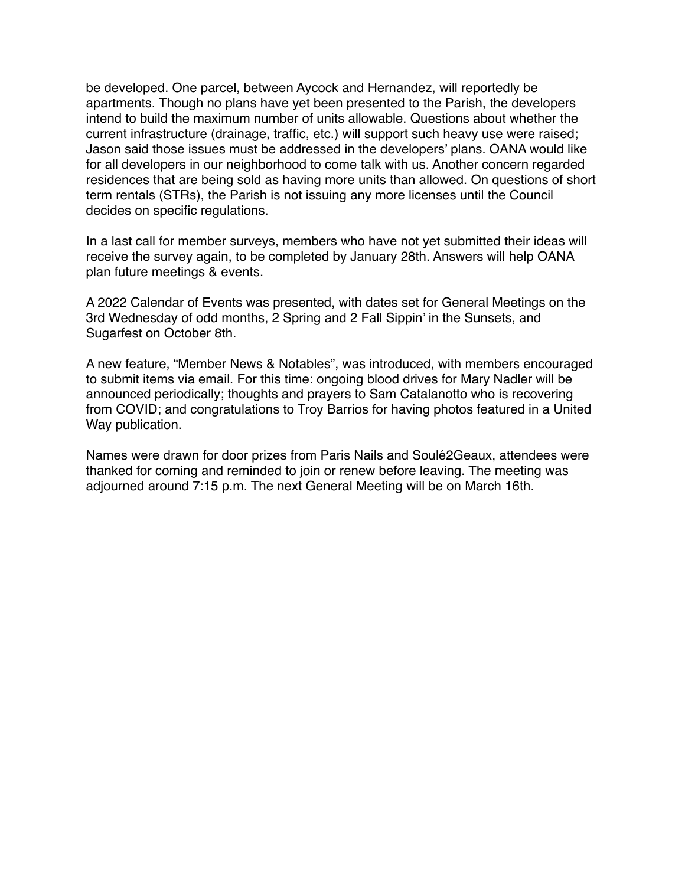be developed. One parcel, between Aycock and Hernandez, will reportedly be apartments. Though no plans have yet been presented to the Parish, the developers intend to build the maximum number of units allowable. Questions about whether the current infrastructure (drainage, traffic, etc.) will support such heavy use were raised; Jason said those issues must be addressed in the developers' plans. OANA would like for all developers in our neighborhood to come talk with us. Another concern regarded residences that are being sold as having more units than allowed. On questions of short term rentals (STRs), the Parish is not issuing any more licenses until the Council decides on specific regulations.

In a last call for member surveys, members who have not yet submitted their ideas will receive the survey again, to be completed by January 28th. Answers will help OANA plan future meetings & events.

A 2022 Calendar of Events was presented, with dates set for General Meetings on the 3rd Wednesday of odd months, 2 Spring and 2 Fall Sippin' in the Sunsets, and Sugarfest on October 8th.

A new feature, "Member News & Notables", was introduced, with members encouraged to submit items via email. For this time: ongoing blood drives for Mary Nadler will be announced periodically; thoughts and prayers to Sam Catalanotto who is recovering from COVID; and congratulations to Troy Barrios for having photos featured in a United Way publication.

Names were drawn for door prizes from Paris Nails and Soulé2Geaux, attendees were thanked for coming and reminded to join or renew before leaving. The meeting was adjourned around 7:15 p.m. The next General Meeting will be on March 16th.